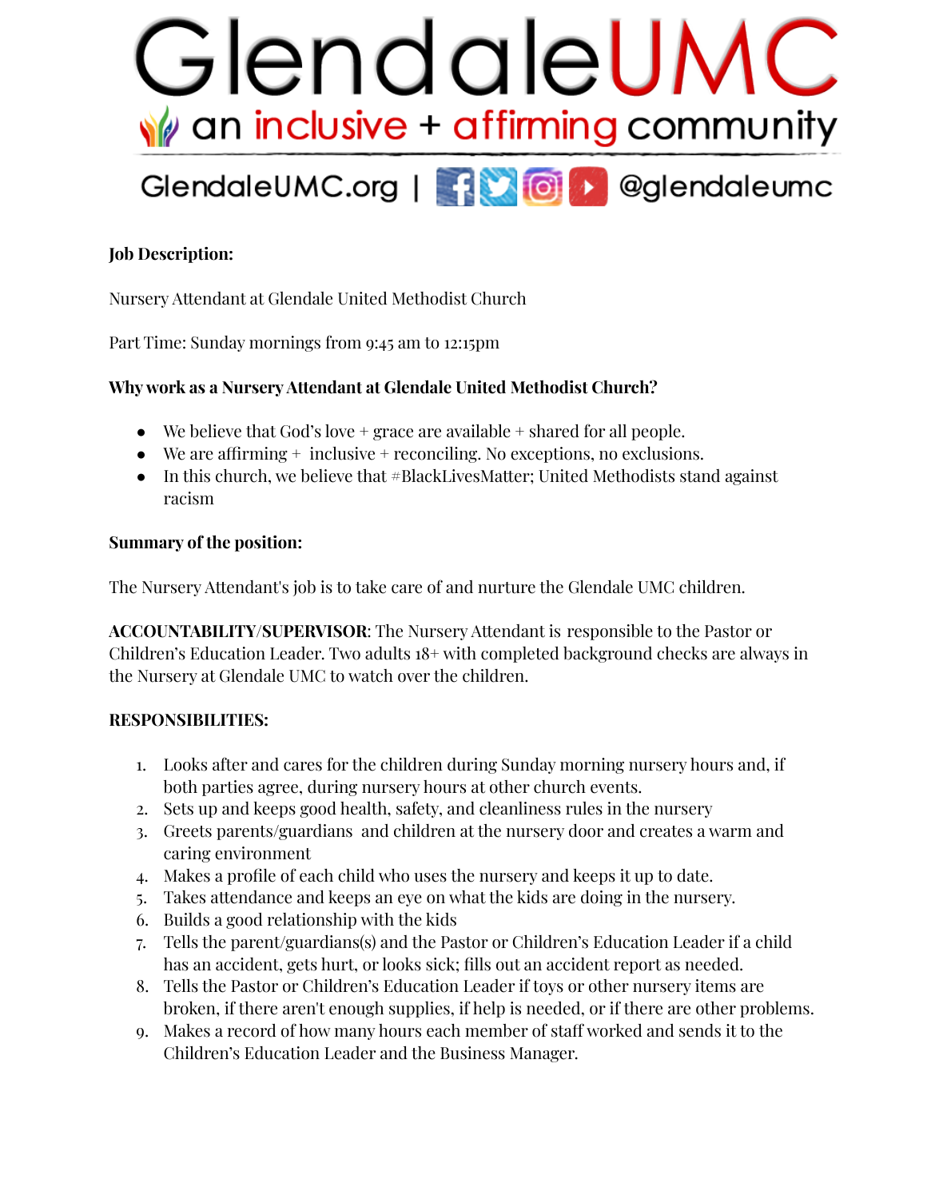# GlendaleUMC

an inclusive + affirming community

GlendaleUMC.org | @glendaleumc

**Job Description:**

Nursery Attendant at Glendale United Methodist Church

Part Time: Sunday mornings from 9:45 am to 12:15pm

**Why work as a Nursery Attendant at Glendale United Methodist Church?**

- We believe that God's love + grace are available + shared for all people.
- We are affirming + inclusive + reconciling. No exceptions, no exclusions.
- In this church, we believe that #BlackLivesMatter; United Methodists stand against racism

**Summary of the position:**

The Nursery Attendant's job is to take care of and nurture the Glendale UMC children.

**ACCOUNTABILITY/SUPERVISOR**: The Nursery Attendant is responsible to the Pastor or Children's Education Leader. Two adults 18+ with completed background checks are always in the Nursery at Glendale UMC to watch over the children.

**RESPONSIBILITIES:**

1. Looks after and cares for the children during Sunday morning nursery hours and, if both parties agree, during nursery hours at other church events.
2. Sets up and keeps good health, safety, and cleanliness rules in the nursery
3. Greets parents/guardians and children at the nursery door and creates a warm and caring environment
4. Makes a profile of each child who uses the nursery and keeps it up to date.
5. Takes attendance and keeps an eye on what the kids are doing in the nursery.
6. Builds a good relationship with the kids
7. Tells the parent/guardians(s) and the Pastor or Children's Education Leader if a child has an accident, gets hurt, or looks sick; fills out an accident report as needed.
8. Tells the Pastor or Children's Education Leader if toys or other nursery items are broken, if there aren't enough supplies, if help is needed, or if there are other problems.
9. Makes a record of how many hours each member of staff worked and sends it to the Children's Education Leader and the Business Manager.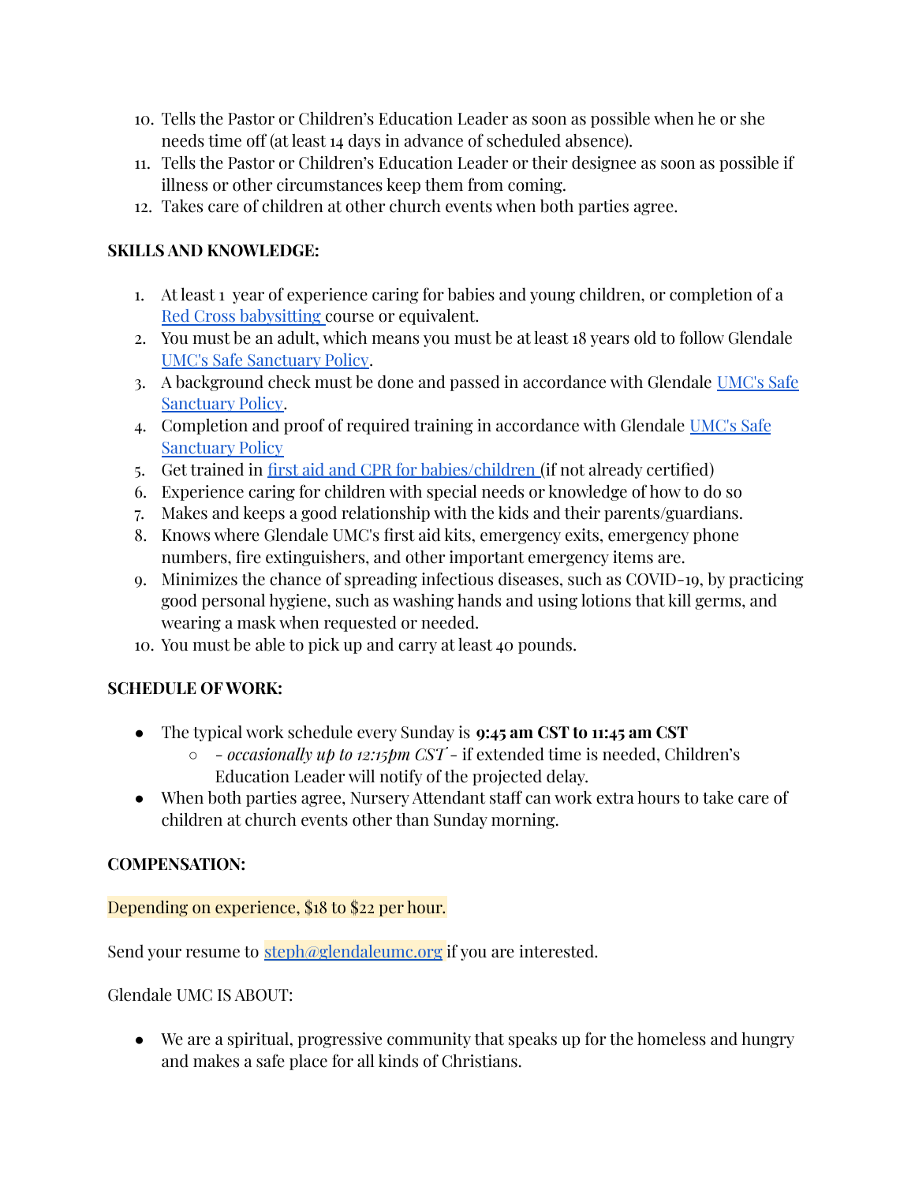10. Tells the Pastor or Children's Education Leader as soon as possible when he or she needs time off (at least 14 days in advance of scheduled absence).
11. Tells the Pastor or Children's Education Leader or their designee as soon as possible if illness or other circumstances keep them from coming.
12. Takes care of children at other church events when both parties agree.

**SKILLS AND KNOWLEDGE:**

1. At least 1 year of experience caring for babies and young children, or completion of a Red Cross babysitting course or equivalent.
2. You must be an adult, which means you must be at least 18 years old to follow Glendale UMC's Safe Sanctuary Policy.
3. A background check must be done and passed in accordance with Glendale UMC's Safe Sanctuary Policy.
4. Completion and proof of required training in accordance with Glendale UMC's Safe Sanctuary Policy
5. Get trained in first aid and CPR for babies/children (if not already certified)
6. Experience caring for children with special needs or knowledge of how to do so
7. Makes and keeps a good relationship with the kids and their parents/guardians.
8. Knows where Glendale UMC's first aid kits, emergency exits, emergency phone numbers, fire extinguishers, and other important emergency items are.
9. Minimizes the chance of spreading infectious diseases, such as COVID-19, by practicing good personal hygiene, such as washing hands and using lotions that kill germs, and wearing a mask when requested or needed.
10. You must be able to pick up and carry at least 40 pounds.

**SCHEDULE OF WORK:**

- The typical work schedule every Sunday is **9:45 am CST to 11:45 am CST**
  - *- occasionally up to 12:15pm CST* - if extended time is needed, Children's Education Leader will notify of the projected delay.
- When both parties agree, Nursery Attendant staff can work extra hours to take care of children at church events other than Sunday morning.

**COMPENSATION:**

Depending on experience, $18 to $22 per hour.

Send your resume to steph@glendaleumc.org if you are interested.

Glendale UMC IS ABOUT:

- We are a spiritual, progressive community that speaks up for the homeless and hungry and makes a safe place for all kinds of Christians.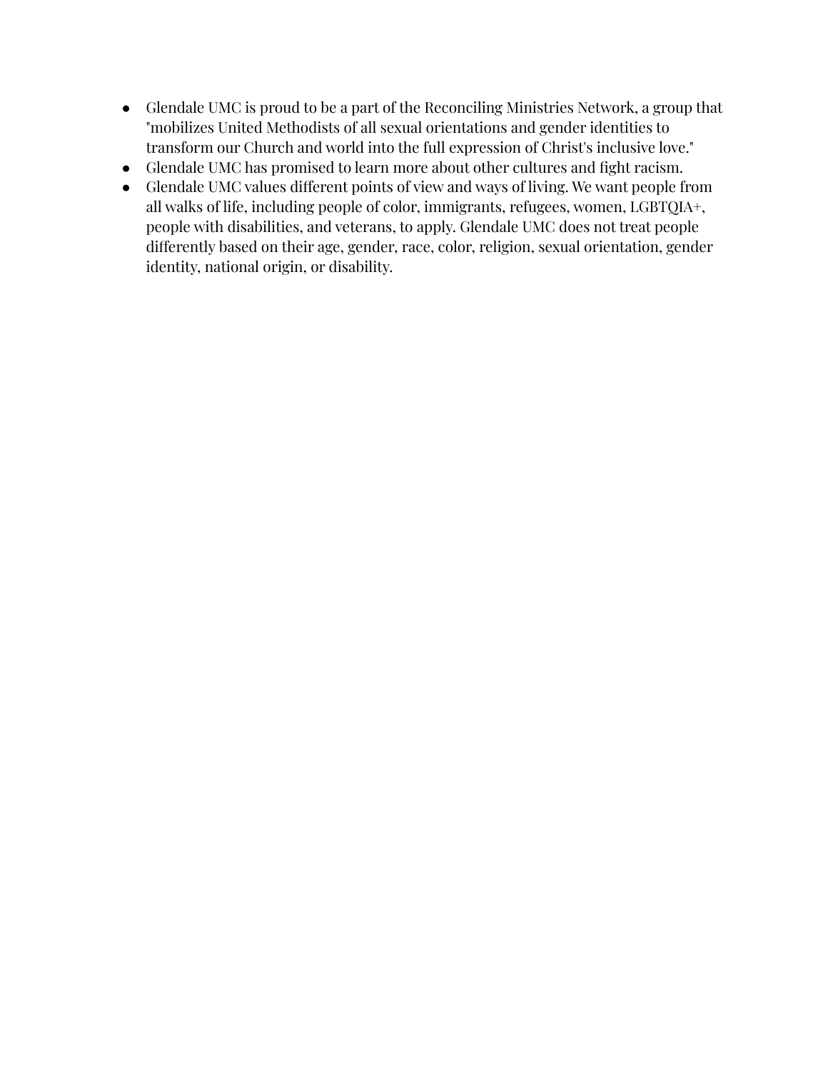- Glendale UMC is proud to be a part of the Reconciling Ministries Network, a group that "mobilizes United Methodists of all sexual orientations and gender identities to transform our Church and world into the full expression of Christ's inclusive love."
- Glendale UMC has promised to learn more about other cultures and fight racism.
- Glendale UMC values different points of view and ways of living. We want people from all walks of life, including people of color, immigrants, refugees, women, LGBTQIA+, people with disabilities, and veterans, to apply. Glendale UMC does not treat people differently based on their age, gender, race, color, religion, sexual orientation, gender identity, national origin, or disability.